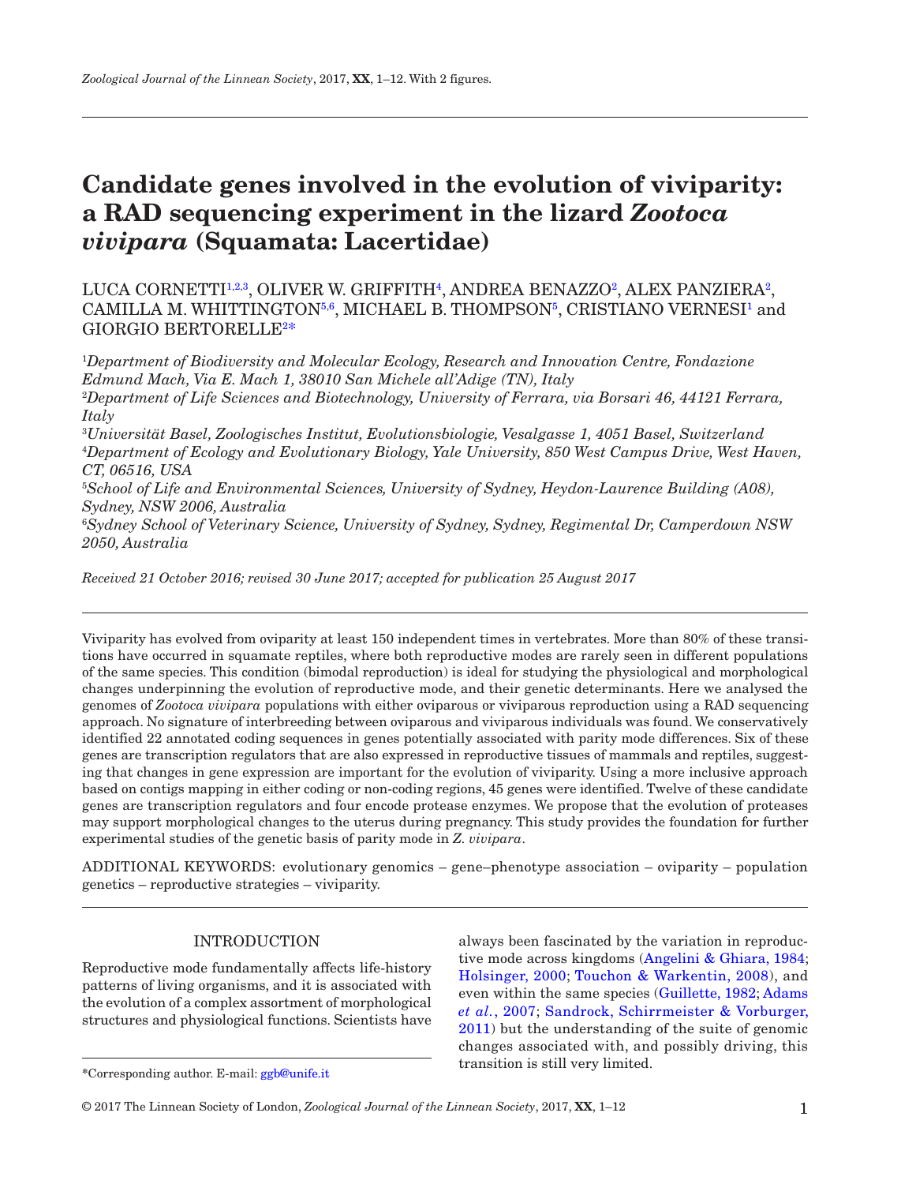# Candidate genes involved in the evolution of viviparity: a RAD sequencing experiment in the lizard *Zootoca vivipara* (Squamata: Lacertidae)

LUCA CORNETTI[1,2,3], OLIVER W. GRIFFITH[4], ANDREA BENAZZO[2], ALEX PANZIERA[2], CAMILLA M. WHITTINGTON[5,6], MICHAEL B. THOMPSON[5], CRISTIANO VERNESI[1] and GIORGIO BERTORELLE[2*]

[1]*Department of Biodiversity and Molecular Ecology, Research and Innovation Centre, Fondazione Edmund Mach, Via E. Mach 1, 38010 San Michele all'Adige (TN), Italy*

[2]*Department of Life Sciences and Biotechnology, University of Ferrara, via Borsari 46, 44121 Ferrara, Italy*

[3]*Universität Basel, Zoologisches Institut, Evolutionsbiologie, Vesalgasse 1, 4051 Basel, Switzerland*

[4]*Department of Ecology and Evolutionary Biology, Yale University, 850 West Campus Drive, West Haven, CT, 06516, USA*

[5]*School of Life and Environmental Sciences, University of Sydney, Heydon-Laurence Building (A08), Sydney, NSW 2006, Australia*

[6]*Sydney School of Veterinary Science, University of Sydney, Sydney, Regimental Dr, Camperdown NSW 2050, Australia*

*Received 21 October 2016; revised 30 June 2017; accepted for publication 25 August 2017*

Viviparity has evolved from oviparity at least 150 independent times in vertebrates. More than 80% of these transitions have occurred in squamate reptiles, where both reproductive modes are rarely seen in different populations of the same species. This condition (bimodal reproduction) is ideal for studying the physiological and morphological changes underpinning the evolution of reproductive mode, and their genetic determinants. Here we analysed the genomes of *Zootoca vivipara* populations with either oviparous or viviparous reproduction using a RAD sequencing approach. No signature of interbreeding between oviparous and viviparous individuals was found. We conservatively identified 22 annotated coding sequences in genes potentially associated with parity mode differences. Six of these genes are transcription regulators that are also expressed in reproductive tissues of mammals and reptiles, suggesting that changes in gene expression are important for the evolution of viviparity. Using a more inclusive approach based on contigs mapping in either coding or non-coding regions, 45 genes were identified. Twelve of these candidate genes are transcription regulators and four encode protease enzymes. We propose that the evolution of proteases may support morphological changes to the uterus during pregnancy. This study provides the foundation for further experimental studies of the genetic basis of parity mode in *Z. vivipara*.

ADDITIONAL KEYWORDS: evolutionary genomics – gene–phenotype association – oviparity – population genetics – reproductive strategies – viviparity.

## INTRODUCTION

Reproductive mode fundamentally affects life-history patterns of living organisms, and it is associated with the evolution of a complex assortment of morphological structures and physiological functions. Scientists have always been fascinated by the variation in reproductive mode across kingdoms (Angelini & Ghiara, 1984; Holsinger, 2000; Touchon & Warkentin, 2008), and even within the same species (Guillette, 1982; Adams *et al.*, 2007; Sandrock, Schirrmeister & Vorburger, 2011) but the understanding of the suite of genomic changes associated with, and possibly driving, this transition is still very limited.

*Corresponding author. E-mail: ggb@unife.it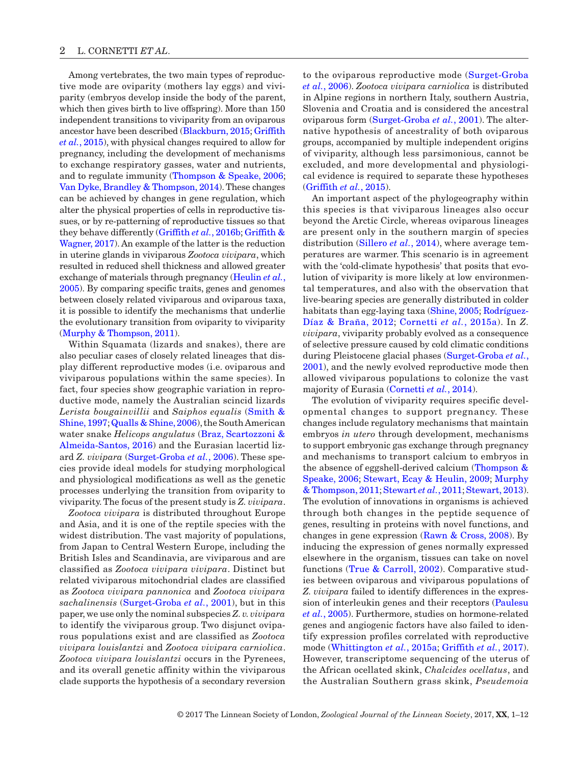Among vertebrates, the two main types of reproductive mode are oviparity (mothers lay eggs) and viviparity (embryos develop inside the body of the parent, which then gives birth to live offspring). More than 150 independent transitions to viviparity from an oviparous ancestor have been described (Blackburn, 2015; Griffith *et al.*, 2015), with physical changes required to allow for pregnancy, including the development of mechanisms to exchange respiratory gasses, water and nutrients, and to regulate immunity (Thompson & Speake, 2006; Van Dyke, Brandley & Thompson, 2014). These changes can be achieved by changes in gene regulation, which alter the physical properties of cells in reproductive tissues, or by re-patterning of reproductive tissues so that they behave differently (Griffith *et al.*, 2016b; Griffith & Wagner, 2017). An example of the latter is the reduction in uterine glands in viviparous *Zootoca vivipara*, which resulted in reduced shell thickness and allowed greater exchange of materials through pregnancy (Heulin *et al.*, 2005). By comparing specific traits, genes and genomes between closely related viviparous and oviparous taxa, it is possible to identify the mechanisms that underlie the evolutionary transition from oviparity to viviparity (Murphy & Thompson, 2011).

Within Squamata (lizards and snakes), there are also peculiar cases of closely related lineages that display different reproductive modes (i.e. oviparous and viviparous populations within the same species). In fact, four species show geographic variation in reproductive mode, namely the Australian scincid lizards *Lerista bougainvillii* and *Saiphos equalis* (Smith & Shine, 1997; Qualls & Shine, 2006), the South American water snake *Helicops angulatus* (Braz, Scartozzoni & Almeida-Santos, 2016) and the Eurasian lacertid lizard *Z. vivipara* (Surget-Groba *et al.*, 2006). These species provide ideal models for studying morphological and physiological modifications as well as the genetic processes underlying the transition from oviparity to viviparity. The focus of the present study is *Z. vivipara*.

*Zootoca vivipara* is distributed throughout Europe and Asia, and it is one of the reptile species with the widest distribution. The vast majority of populations, from Japan to Central Western Europe, including the British Isles and Scandinavia, are viviparous and are classified as *Zootoca vivipara vivipara*. Distinct but related viviparous mitochondrial clades are classified as *Zootoca vivipara pannonica* and *Zootoca vivipara sachalinensis* (Surget-Groba *et al.*, 2001), but in this paper, we use only the nominal subspecies *Z. v. vivipara* to identify the viviparous group. Two disjunct oviparous populations exist and are classified as *Zootoca vivipara louislantzi* and *Zootoca vivipara carniolica*. *Zootoca vivipara louislantzi* occurs in the Pyrenees, and its overall genetic affinity within the viviparous clade supports the hypothesis of a secondary reversion to the oviparous reproductive mode (Surget-Groba *et al.*, 2006). *Zootoca vivipara carniolica* is distributed in Alpine regions in northern Italy, southern Austria, Slovenia and Croatia and is considered the ancestral oviparous form (Surget-Groba *et al.*, 2001). The alternative hypothesis of ancestrality of both oviparous groups, accompanied by multiple independent origins of viviparity, although less parsimonious, cannot be excluded, and more developmental and physiological evidence is required to separate these hypotheses (Griffith *et al.*, 2015).

An important aspect of the phylogeography within this species is that viviparous lineages also occur beyond the Arctic Circle, whereas oviparous lineages are present only in the southern margin of species distribution (Sillero *et al.*, 2014), where average temperatures are warmer. This scenario is in agreement with the 'cold-climate hypothesis' that posits that evolution of viviparity is more likely at low environmental temperatures, and also with the observation that live-bearing species are generally distributed in colder habitats than egg-laying taxa (Shine, 2005; Rodríguez-Díaz & Braña, 2012; Cornetti *et al.*, 2015a). In *Z. vivipara*, viviparity probably evolved as a consequence of selective pressure caused by cold climatic conditions during Pleistocene glacial phases (Surget-Groba *et al.*, 2001), and the newly evolved reproductive mode then allowed viviparous populations to colonize the vast majority of Eurasia (Cornetti *et al.*, 2014).

The evolution of viviparity requires specific developmental changes to support pregnancy. These changes include regulatory mechanisms that maintain embryos *in utero* through development, mechanisms to support embryonic gas exchange through pregnancy and mechanisms to transport calcium to embryos in the absence of eggshell-derived calcium (Thompson & Speake, 2006; Stewart, Ecay & Heulin, 2009; Murphy & Thompson, 2011; Stewart *et al.*, 2011; Stewart, 2013). The evolution of innovations in organisms is achieved through both changes in the peptide sequence of genes, resulting in proteins with novel functions, and changes in gene expression (Rawn & Cross, 2008). By inducing the expression of genes normally expressed elsewhere in the organism, tissues can take on novel functions (True & Carroll, 2002). Comparative studies between oviparous and viviparous populations of *Z. vivipara* failed to identify differences in the expression of interleukin genes and their receptors (Paulesu *et al.*, 2005). Furthermore, studies on hormone-related genes and angiogenic factors have also failed to identify expression profiles correlated with reproductive mode (Whittington *et al.*, 2015a; Griffith *et al.*, 2017). However, transcriptome sequencing of the uterus of the African ocellated skink, *Chalcides ocellatus*, and the Australian Southern grass skink, *Pseudemoia*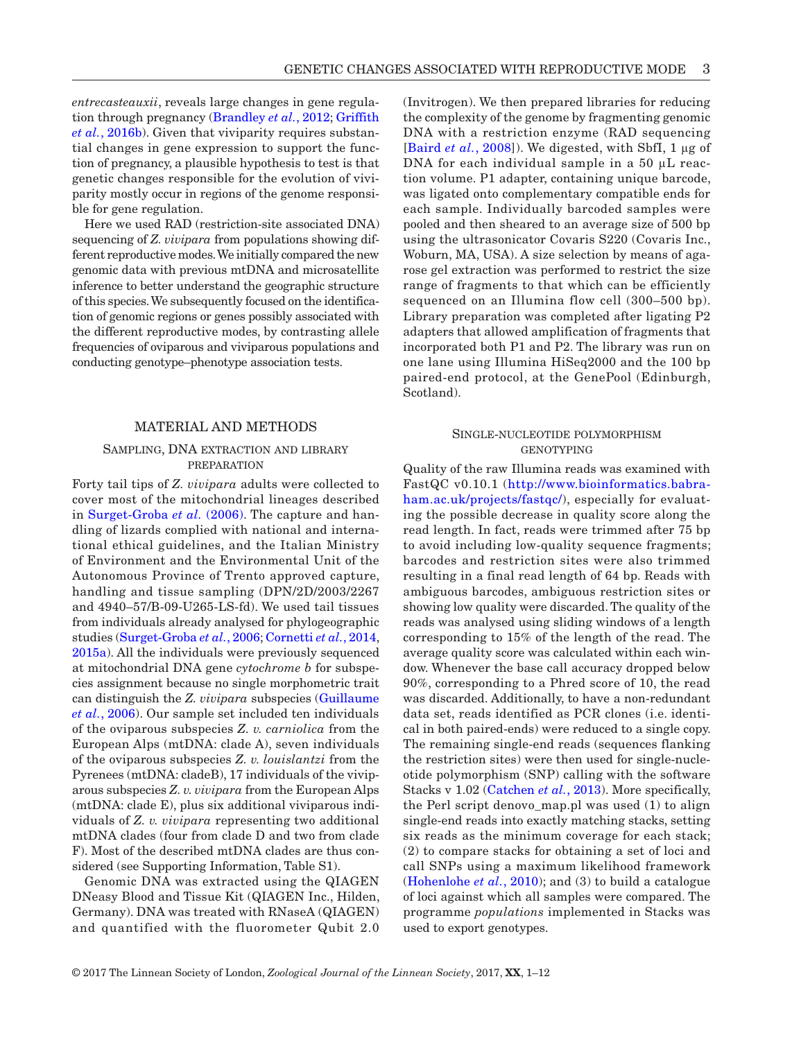*entrecasteauxii*, reveals large changes in gene regulation through pregnancy (Brandley *et al.*, 2012; Griffith *et al.*, 2016b). Given that viviparity requires substantial changes in gene expression to support the function of pregnancy, a plausible hypothesis to test is that genetic changes responsible for the evolution of viviparity mostly occur in regions of the genome responsible for gene regulation.

Here we used RAD (restriction-site associated DNA) sequencing of *Z. vivipara* from populations showing different reproductive modes. We initially compared the new genomic data with previous mtDNA and microsatellite inference to better understand the geographic structure of this species. We subsequently focused on the identification of genomic regions or genes possibly associated with the different reproductive modes, by contrasting allele frequencies of oviparous and viviparous populations and conducting genotype–phenotype association tests.

## MATERIAL AND METHODS

### Sampling, DNA extraction and library preparation

Forty tail tips of *Z. vivipara* adults were collected to cover most of the mitochondrial lineages described in Surget-Groba *et al.* (2006). The capture and handling of lizards complied with national and international ethical guidelines, and the Italian Ministry of Environment and the Environmental Unit of the Autonomous Province of Trento approved capture, handling and tissue sampling (DPN/2D/2003/2267 and 4940–57/B-09-U265-LS-fd). We used tail tissues from individuals already analysed for phylogeographic studies (Surget-Groba *et al.*, 2006; Cornetti *et al.*, 2014, 2015a). All the individuals were previously sequenced at mitochondrial DNA gene *cytochrome b* for subspecies assignment because no single morphometric trait can distinguish the *Z. vivipara* subspecies (Guillaume *et al.*, 2006). Our sample set included ten individuals of the oviparous subspecies *Z. v. carniolica* from the European Alps (mtDNA: clade A), seven individuals of the oviparous subspecies *Z. v. louislantzi* from the Pyrenees (mtDNA: cladeB), 17 individuals of the viviparous subspecies *Z. v. vivipara* from the European Alps (mtDNA: clade E), plus six additional viviparous individuals of *Z. v. vivipara* representing two additional mtDNA clades (four from clade D and two from clade F). Most of the described mtDNA clades are thus considered (see Supporting Information, Table S1).

Genomic DNA was extracted using the QIAGEN DNeasy Blood and Tissue Kit (QIAGEN Inc., Hilden, Germany). DNA was treated with RNaseA (QIAGEN) and quantified with the fluorometer Qubit 2.0 (Invitrogen). We then prepared libraries for reducing the complexity of the genome by fragmenting genomic DNA with a restriction enzyme (RAD sequencing [Baird *et al.*, 2008]). We digested, with SbfI, 1 µg of DNA for each individual sample in a 50 µL reaction volume. P1 adapter, containing unique barcode, was ligated onto complementary compatible ends for each sample. Individually barcoded samples were pooled and then sheared to an average size of 500 bp using the ultrasonicator Covaris S220 (Covaris Inc., Woburn, MA, USA). A size selection by means of agarose gel extraction was performed to restrict the size range of fragments to that which can be efficiently sequenced on an Illumina flow cell (300–500 bp). Library preparation was completed after ligating P2 adapters that allowed amplification of fragments that incorporated both P1 and P2. The library was run on one lane using Illumina HiSeq2000 and the 100 bp paired-end protocol, at the GenePool (Edinburgh, Scotland).

### Single-nucleotide polymorphism genotyping

Quality of the raw Illumina reads was examined with FastQC v0.10.1 (http://www.bioinformatics.babraham.ac.uk/projects/fastqc/), especially for evaluating the possible decrease in quality score along the read length. In fact, reads were trimmed after 75 bp to avoid including low-quality sequence fragments; barcodes and restriction sites were also trimmed resulting in a final read length of 64 bp. Reads with ambiguous barcodes, ambiguous restriction sites or showing low quality were discarded. The quality of the reads was analysed using sliding windows of a length corresponding to 15% of the length of the read. The average quality score was calculated within each window. Whenever the base call accuracy dropped below 90%, corresponding to a Phred score of 10, the read was discarded. Additionally, to have a non-redundant data set, reads identified as PCR clones (i.e. identical in both paired-ends) were reduced to a single copy. The remaining single-end reads (sequences flanking the restriction sites) were then used for single-nucleotide polymorphism (SNP) calling with the software Stacks v 1.02 (Catchen *et al.*, 2013). More specifically, the Perl script denovo_map.pl was used (1) to align single-end reads into exactly matching stacks, setting six reads as the minimum coverage for each stack; (2) to compare stacks for obtaining a set of loci and call SNPs using a maximum likelihood framework (Hohenlohe *et al.*, 2010); and (3) to build a catalogue of loci against which all samples were compared. The programme *populations* implemented in Stacks was used to export genotypes.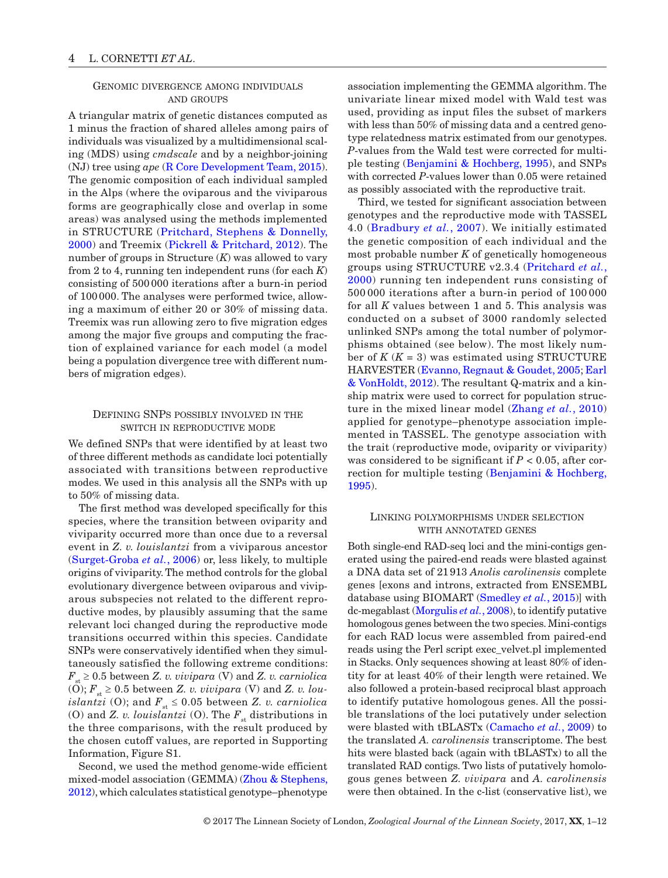### Genomic divergence among individuals and groups

A triangular matrix of genetic distances computed as 1 minus the fraction of shared alleles among pairs of individuals was visualized by a multidimensional scaling (MDS) using *cmdscale* and by a neighbor-joining (NJ) tree using *ape* (R Core Development Team, 2015). The genomic composition of each individual sampled in the Alps (where the oviparous and the viviparous forms are geographically close and overlap in some areas) was analysed using the methods implemented in STRUCTURE (Pritchard, Stephens & Donnelly, 2000) and Treemix (Pickrell & Pritchard, 2012). The number of groups in Structure ($K$) was allowed to vary from 2 to 4, running ten independent runs (for each $K$) consisting of 500 000 iterations after a burn-in period of 100 000. The analyses were performed twice, allowing a maximum of either 20 or 30% of missing data. Treemix was run allowing zero to five migration edges among the major five groups and computing the fraction of explained variance for each model (a model being a population divergence tree with different numbers of migration edges).

### Defining SNPs possibly involved in the switch in reproductive mode

We defined SNPs that were identified by at least two of three different methods as candidate loci potentially associated with transitions between reproductive modes. We used in this analysis all the SNPs with up to 50% of missing data.

The first method was developed specifically for this species, where the transition between oviparity and viviparity occurred more than once due to a reversal event in *Z. v. louislantzi* from a viviparous ancestor (Surget-Groba *et al.*, 2006) or, less likely, to multiple origins of viviparity. The method controls for the global evolutionary divergence between oviparous and viviparous subspecies not related to the different reproductive modes, by plausibly assuming that the same relevant loci changed during the reproductive mode transitions occurred within this species. Candidate SNPs were conservatively identified when they simultaneously satisfied the following extreme conditions: $F_{st} \geq 0.5$ between *Z. v. vivipara* (V) and *Z. v. carniolica* (O); $F_{st} \geq 0.5$ between *Z. v. vivipara* (V) and *Z. v. louislantzi* (O); and $F_{st} \leq 0.05$ between *Z. v. carniolica* (O) and *Z. v. louislantzi* (O). The $F_{st}$ distributions in the three comparisons, with the result produced by the chosen cutoff values, are reported in Supporting Information, Figure S1.

Second, we used the method genome-wide efficient mixed-model association (GEMMA) (Zhou & Stephens, 2012), which calculates statistical genotype–phenotype association implementing the GEMMA algorithm. The univariate linear mixed model with Wald test was used, providing as input files the subset of markers with less than 50% of missing data and a centred genotype relatedness matrix estimated from our genotypes. $P$-values from the Wald test were corrected for multiple testing (Benjamini & Hochberg, 1995), and SNPs with corrected $P$-values lower than 0.05 were retained as possibly associated with the reproductive trait.

Third, we tested for significant association between genotypes and the reproductive mode with TASSEL 4.0 (Bradbury *et al.*, 2007). We initially estimated the genetic composition of each individual and the most probable number $K$ of genetically homogeneous groups using STRUCTURE v2.3.4 (Pritchard *et al.*, 2000) running ten independent runs consisting of 500 000 iterations after a burn-in period of 100 000 for all $K$ values between 1 and 5. This analysis was conducted on a subset of 3000 randomly selected unlinked SNPs among the total number of polymorphisms obtained (see below). The most likely number of $K$ ($K = 3$) was estimated using STRUCTURE HARVESTER (Evanno, Regnaut & Goudet, 2005; Earl & VonHoldt, 2012). The resultant Q-matrix and a kinship matrix were used to correct for population structure in the mixed linear model (Zhang *et al.*, 2010) applied for genotype–phenotype association implemented in TASSEL. The genotype association with the trait (reproductive mode, oviparity or viviparity) was considered to be significant if $P < 0.05$, after correction for multiple testing (Benjamini & Hochberg, 1995).

### Linking polymorphisms under selection with annotated genes

Both single-end RAD-seq loci and the mini-contigs generated using the paired-end reads were blasted against a DNA data set of 21 913 *Anolis carolinensis* complete genes [exons and introns, extracted from ENSEMBL database using BIOMART (Smedley *et al.*, 2015)] with dc-megablast (Morgulis *et al.*, 2008), to identify putative homologous genes between the two species. Mini-contigs for each RAD locus were assembled from paired-end reads using the Perl script exec_velvet.pl implemented in Stacks. Only sequences showing at least 80% of identity for at least 40% of their length were retained. We also followed a protein-based reciprocal blast approach to identify putative homologous genes. All the possible translations of the loci putatively under selection were blasted with tBLASTx (Camacho *et al.*, 2009) to the translated *A. carolinensis* transcriptome. The best hits were blasted back (again with tBLASTx) to all the translated RAD contigs. Two lists of putatively homologous genes between *Z. vivipara* and *A. carolinensis* were then obtained. In the c-list (conservative list), we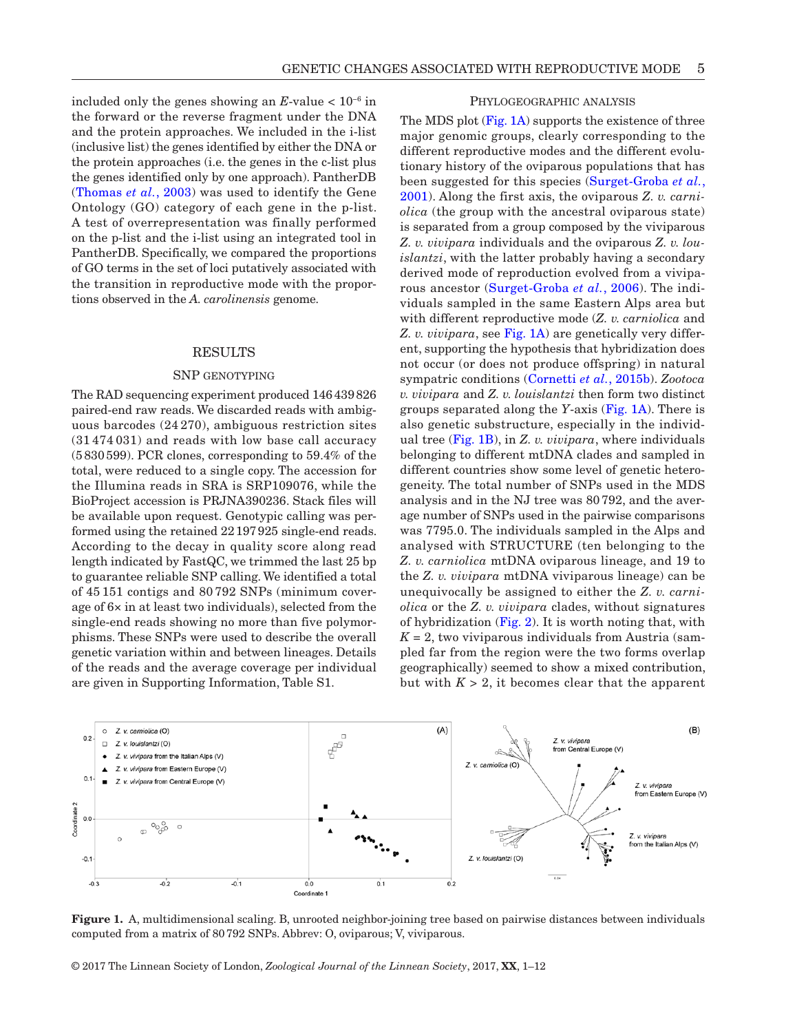included only the genes showing an $E$-value < $10^{-6}$ in the forward or the reverse fragment under the DNA and the protein approaches. We included in the i-list (inclusive list) the genes identified by either the DNA or the protein approaches (i.e. the genes in the c-list plus the genes identified only by one approach). PantherDB (Thomas *et al.*, 2003) was used to identify the Gene Ontology (GO) category of each gene in the p-list. A test of overrepresentation was finally performed on the p-list and the i-list using an integrated tool in PantherDB. Specifically, we compared the proportions of GO terms in the set of loci putatively associated with the transition in reproductive mode with the proportions observed in the *A. carolinensis* genome.

## RESULTS

### SNP genotyping

The RAD sequencing experiment produced 146 439 826 paired-end raw reads. We discarded reads with ambiguous barcodes (24 270), ambiguous restriction sites (31 474 031) and reads with low base call accuracy (5 830 599). PCR clones, corresponding to 59.4% of the total, were reduced to a single copy. The accession for the Illumina reads in SRA is SRP109076, while the BioProject accession is PRJNA390236. Stack files will be available upon request. Genotypic calling was performed using the retained 22 197 925 single-end reads. According to the decay in quality score along read length indicated by FastQC, we trimmed the last 25 bp to guarantee reliable SNP calling. We identified a total of 45 151 contigs and 80 792 SNPs (minimum coverage of 6× in at least two individuals), selected from the single-end reads showing no more than five polymorphisms. These SNPs were used to describe the overall genetic variation within and between lineages. Details of the reads and the average coverage per individual are given in Supporting Information, Table S1.

### Phylogeographic analysis

The MDS plot (Fig. 1A) supports the existence of three major genomic groups, clearly corresponding to the different reproductive modes and the different evolutionary history of the oviparous populations that has been suggested for this species (Surget-Groba *et al.*, 2001). Along the first axis, the oviparous *Z. v. carniolica* (the group with the ancestral oviparous state) is separated from a group composed by the viviparous *Z. v. vivipara* individuals and the oviparous *Z. v. louislantzi*, with the latter probably having a secondary derived mode of reproduction evolved from a viviparous ancestor (Surget-Groba *et al.*, 2006). The individuals sampled in the same Eastern Alps area but with different reproductive mode (*Z. v. carniolica* and *Z. v. vivipara*, see Fig. 1A) are genetically very different, supporting the hypothesis that hybridization does not occur (or does not produce offspring) in natural sympatric conditions (Cornetti *et al.*, 2015b). *Zootoca v. vivipara* and *Z. v. louislantzi* then form two distinct groups separated along the *Y*-axis (Fig. 1A). There is also genetic substructure, especially in the individual tree (Fig. 1B), in *Z. v. vivipara*, where individuals belonging to different mtDNA clades and sampled in different countries show some level of genetic heterogeneity. The total number of SNPs used in the MDS analysis and in the NJ tree was 80 792, and the average number of SNPs used in the pairwise comparisons was 7795.0. The individuals sampled in the Alps and analysed with STRUCTURE (ten belonging to the *Z. v. carniolica* mtDNA oviparous lineage, and 19 to the *Z. v. vivipara* mtDNA viviparous lineage) can be unequivocally be assigned to either the *Z. v. carniolica* or the *Z. v. vivipara* clades, without signatures of hybridization (Fig. 2). It is worth noting that, with $K = 2$, two viviparous individuals from Austria (sampled far from the region were the two forms overlap geographically) seemed to show a mixed contribution, but with $K > 2$, it becomes clear that the apparent

**Figure 1.** A, multidimensional scaling. B, unrooted neighbor-joining tree based on pairwise distances between individuals computed from a matrix of 80 792 SNPs. Abbrev: O, oviparous; V, viviparous.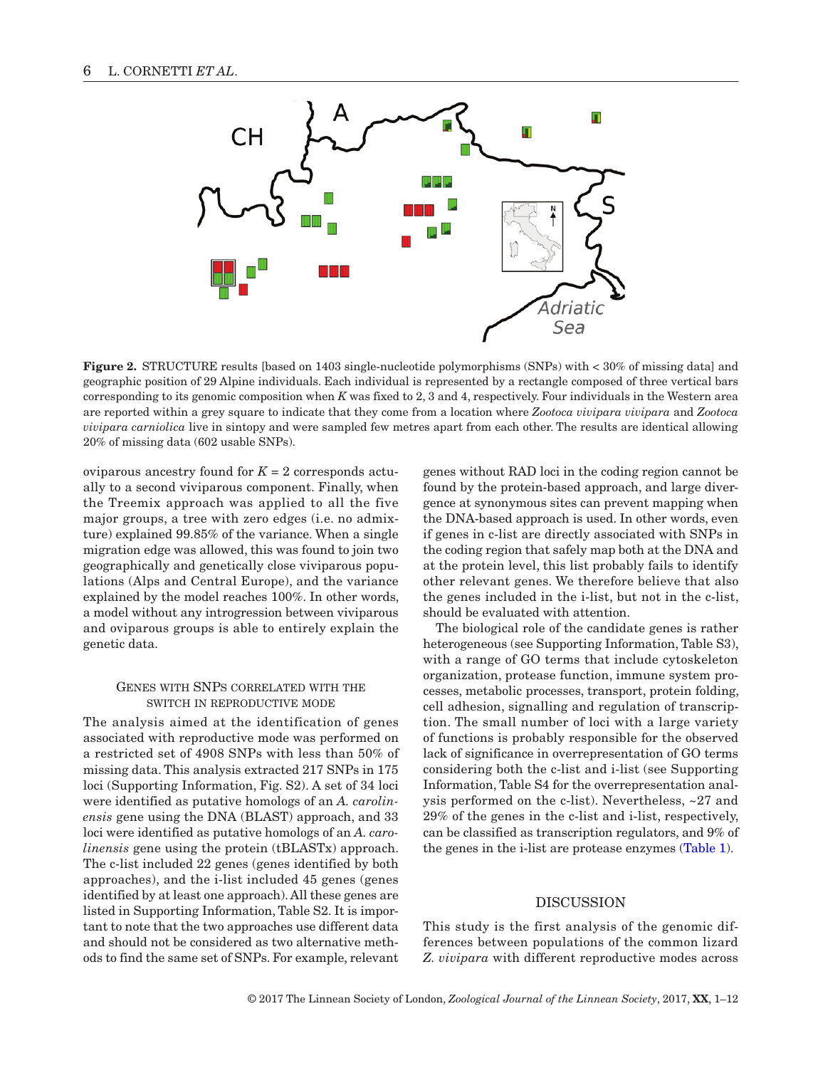**Figure 2.** STRUCTURE results [based on 1403 single-nucleotide polymorphisms (SNPs) with < 30% of missing data] and geographic position of 29 Alpine individuals. Each individual is represented by a rectangle composed of three vertical bars corresponding to its genomic composition when *K* was fixed to 2, 3 and 4, respectively. Four individuals in the Western area are reported within a grey square to indicate that they come from a location where *Zootoca vivipara vivipara* and *Zootoca vivipara carniolica* live in sintopy and were sampled few metres apart from each other. The results are identical allowing 20% of missing data (602 usable SNPs).

oviparous ancestry found for $K = 2$ corresponds actually to a second viviparous component. Finally, when the Treemix approach was applied to all the five major groups, a tree with zero edges (i.e. no admixture) explained 99.85% of the variance. When a single migration edge was allowed, this was found to join two geographically and genetically close viviparous populations (Alps and Central Europe), and the variance explained by the model reaches 100%. In other words, a model without any introgression between viviparous and oviparous groups is able to entirely explain the genetic data.

### Genes with SNPs correlated with the switch in reproductive mode

The analysis aimed at the identification of genes associated with reproductive mode was performed on a restricted set of 4908 SNPs with less than 50% of missing data. This analysis extracted 217 SNPs in 175 loci (Supporting Information, Fig. S2). A set of 34 loci were identified as putative homologs of an *A. carolinensis* gene using the DNA (BLAST) approach, and 33 loci were identified as putative homologs of an *A. carolinensis* gene using the protein (tBLASTx) approach. The c-list included 22 genes (genes identified by both approaches), and the i-list included 45 genes (genes identified by at least one approach). All these genes are listed in Supporting Information, Table S2. It is important to note that the two approaches use different data and should not be considered as two alternative methods to find the same set of SNPs. For example, relevant genes without RAD loci in the coding region cannot be found by the protein-based approach, and large divergence at synonymous sites can prevent mapping when the DNA-based approach is used. In other words, even if genes in c-list are directly associated with SNPs in the coding region that safely map both at the DNA and at the protein level, this list probably fails to identify other relevant genes. We therefore believe that also the genes included in the i-list, but not in the c-list, should be evaluated with attention.

The biological role of the candidate genes is rather heterogeneous (see Supporting Information, Table S3), with a range of GO terms that include cytoskeleton organization, protease function, immune system processes, metabolic processes, transport, protein folding, cell adhesion, signalling and regulation of transcription. The small number of loci with a large variety of functions is probably responsible for the observed lack of significance in overrepresentation of GO terms considering both the c-list and i-list (see Supporting Information, Table S4 for the overrepresentation analysis performed on the c-list). Nevertheless, ~27 and 29% of the genes in the c-list and i-list, respectively, can be classified as transcription regulators, and 9% of the genes in the i-list are protease enzymes (Table 1).

## DISCUSSION

This study is the first analysis of the genomic differences between populations of the common lizard *Z. vivipara* with different reproductive modes across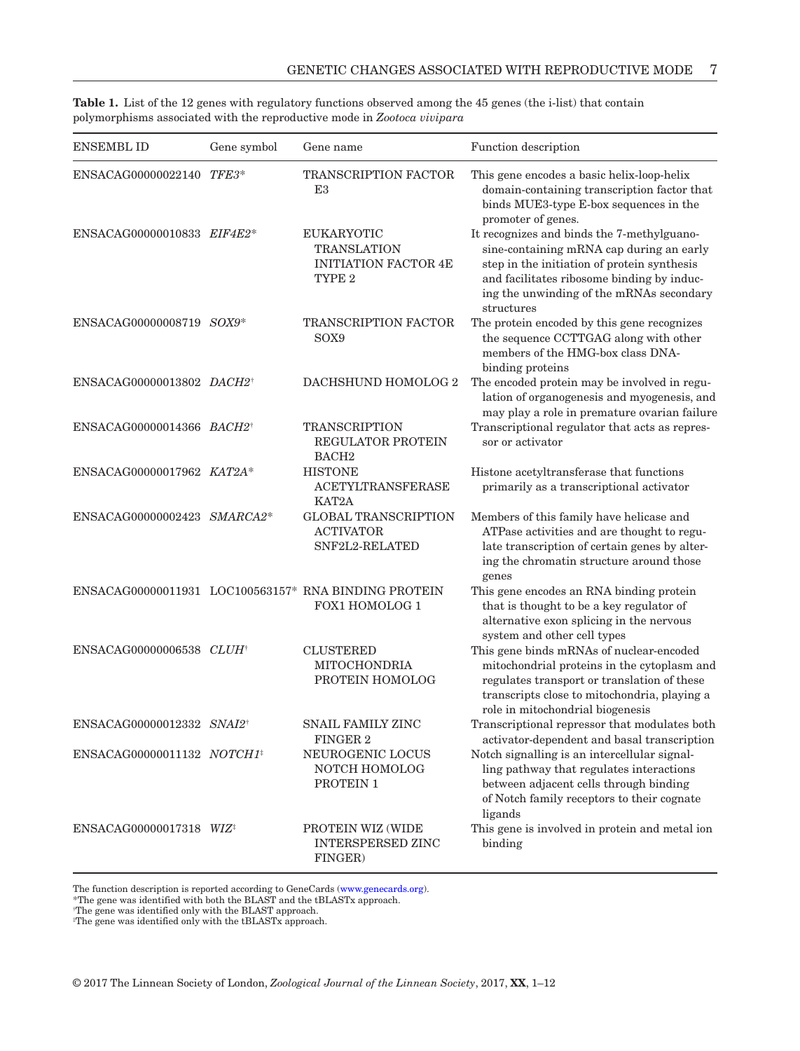**Table 1.** List of the 12 genes with regulatory functions observed among the 45 genes (the i-list) that contain polymorphisms associated with the reproductive mode in *Zootoca vivipara*

| ENSEMBL ID | Gene symbol | Gene name | Function description |
|---|---|---|---|
| ENSACAG00000022140 | *TFE3*\* | TRANSCRIPTION FACTOR E3 | This gene encodes a basic helix-loop-helix domain-containing transcription factor that binds MUE3-type E-box sequences in the promoter of genes. |
| ENSACAG00000010833 | *EIF4E2*\* | EUKARYOTIC TRANSLATION INITIATION FACTOR 4E TYPE 2 | It recognizes and binds the 7-methylguanosine-containing mRNA cap during an early step in the initiation of protein synthesis and facilitates ribosome binding by inducing the unwinding of the mRNAs secondary structures |
| ENSACAG00000008719 | *SOX9*\* | TRANSCRIPTION FACTOR SOX9 | The protein encoded by this gene recognizes the sequence CCTTGAG along with other members of the HMG-box class DNA-binding proteins |
| ENSACAG00000013802 | *DACH2*† | DACHSHUND HOMOLOG 2 | The encoded protein may be involved in regulation of organogenesis and myogenesis, and may play a role in premature ovarian failure |
| ENSACAG00000014366 | *BACH2*† | TRANSCRIPTION REGULATOR PROTEIN BACH2 | Transcriptional regulator that acts as repressor or activator |
| ENSACAG00000017962 | *KAT2A*\* | HISTONE ACETYLTRANSFERASE KAT2A | Histone acetyltransferase that functions primarily as a transcriptional activator |
| ENSACAG00000002423 | *SMARCA2*\* | GLOBAL TRANSCRIPTION ACTIVATOR SNF2L2-RELATED | Members of this family have helicase and ATPase activities and are thought to regulate transcription of certain genes by altering the chromatin structure around those genes |
| ENSACAG00000011931 | LOC100563157\* | RNA BINDING PROTEIN FOX1 HOMOLOG 1 | This gene encodes an RNA binding protein that is thought to be a key regulator of alternative exon splicing in the nervous system and other cell types |
| ENSACAG00000006538 | *CLUH*† | CLUSTERED MITOCHONDRIA PROTEIN HOMOLOG | This gene binds mRNAs of nuclear-encoded mitochondrial proteins in the cytoplasm and regulates transport or translation of these transcripts close to mitochondria, playing a role in mitochondrial biogenesis |
| ENSACAG00000012332 | *SNAI2*† | SNAIL FAMILY ZINC FINGER 2 | Transcriptional repressor that modulates both activator-dependent and basal transcription |
| ENSACAG00000011132 | *NOTCH1*‡ | NEUROGENIC LOCUS NOTCH HOMOLOG PROTEIN 1 | Notch signalling is an intercellular signalling pathway that regulates interactions between adjacent cells through binding of Notch family receptors to their cognate ligands |
| ENSACAG00000017318 | *WIZ*‡ | PROTEIN WIZ (WIDE INTERSPERSED ZINC FINGER) | This gene is involved in protein and metal ion binding |

The function description is reported according to GeneCards (www.genecards.org).
\*The gene was identified with both the BLAST and the tBLASTx approach.
†The gene was identified only with the BLAST approach.
‡The gene was identified only with the tBLASTx approach.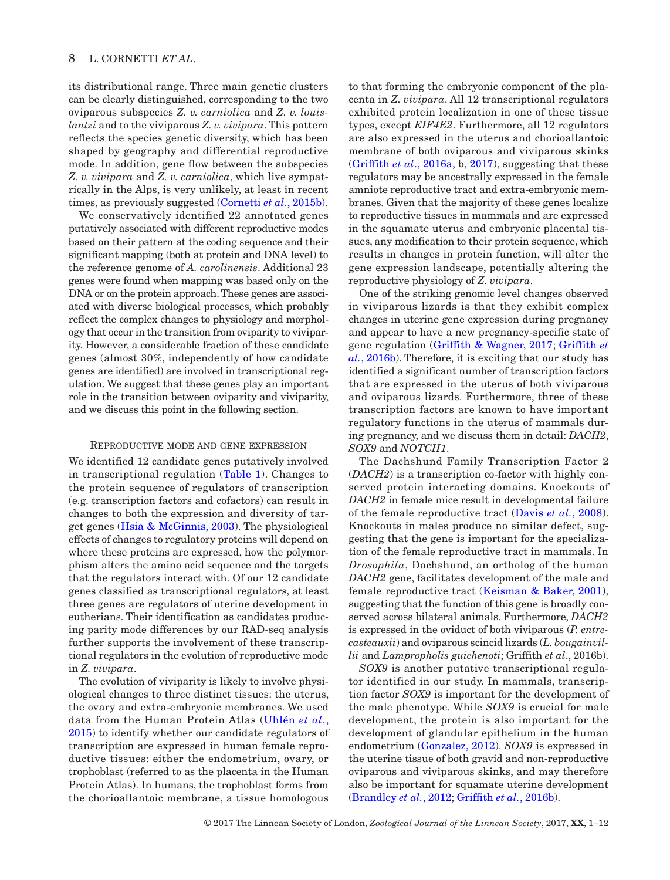its distributional range. Three main genetic clusters can be clearly distinguished, corresponding to the two oviparous subspecies *Z. v. carniolica* and *Z. v. louislantzi* and to the viviparous *Z. v. vivipara*. This pattern reflects the species genetic diversity, which has been shaped by geography and differential reproductive mode. In addition, gene flow between the subspecies *Z. v. vivipara* and *Z. v. carniolica*, which live sympatrically in the Alps, is very unlikely, at least in recent times, as previously suggested (Cornetti *et al.*, 2015b).

We conservatively identified 22 annotated genes putatively associated with different reproductive modes based on their pattern at the coding sequence and their significant mapping (both at protein and DNA level) to the reference genome of *A. carolinensis*. Additional 23 genes were found when mapping was based only on the DNA or on the protein approach. These genes are associated with diverse biological processes, which probably reflect the complex changes to physiology and morphology that occur in the transition from oviparity to viviparity. However, a considerable fraction of these candidate genes (almost 30%, independently of how candidate genes are identified) are involved in transcriptional regulation. We suggest that these genes play an important role in the transition between oviparity and viviparity, and we discuss this point in the following section.

## Reproductive mode and gene expression

We identified 12 candidate genes putatively involved in transcriptional regulation (Table 1). Changes to the protein sequence of regulators of transcription (e.g. transcription factors and cofactors) can result in changes to both the expression and diversity of target genes (Hsia & McGinnis, 2003). The physiological effects of changes to regulatory proteins will depend on where these proteins are expressed, how the polymorphism alters the amino acid sequence and the targets that the regulators interact with. Of our 12 candidate genes classified as transcriptional regulators, at least three genes are regulators of uterine development in eutherians. Their identification as candidates producing parity mode differences by our RAD-seq analysis further supports the involvement of these transcriptional regulators in the evolution of reproductive mode in *Z. vivipara*.

The evolution of viviparity is likely to involve physiological changes to three distinct tissues: the uterus, the ovary and extra-embryonic membranes. We used data from the Human Protein Atlas (Uhlén *et al.*, 2015) to identify whether our candidate regulators of transcription are expressed in human female reproductive tissues: either the endometrium, ovary, or trophoblast (referred to as the placenta in the Human Protein Atlas). In humans, the trophoblast forms from the chorioallantoic membrane, a tissue homologous to that forming the embryonic component of the placenta in *Z. vivipara*. All 12 transcriptional regulators exhibited protein localization in one of these tissue types, except *EIF4E2*. Furthermore, all 12 regulators are also expressed in the uterus and chorioallantoic membrane of both oviparous and viviparous skinks (Griffith *et al*., 2016a, b, 2017), suggesting that these regulators may be ancestrally expressed in the female amniote reproductive tract and extra-embryonic membranes. Given that the majority of these genes localize to reproductive tissues in mammals and are expressed in the squamate uterus and embryonic placental tissues, any modification to their protein sequence, which results in changes in protein function, will alter the gene expression landscape, potentially altering the reproductive physiology of *Z. vivipara*.

One of the striking genomic level changes observed in viviparous lizards is that they exhibit complex changes in uterine gene expression during pregnancy and appear to have a new pregnancy-specific state of gene regulation (Griffith & Wagner, 2017; Griffith *et al.*, 2016b). Therefore, it is exciting that our study has identified a significant number of transcription factors that are expressed in the uterus of both viviparous and oviparous lizards. Furthermore, three of these transcription factors are known to have important regulatory functions in the uterus of mammals during pregnancy, and we discuss them in detail: *DACH2*, *SOX9* and *NOTCH1*.

The Dachshund Family Transcription Factor 2 (*DACH2*) is a transcription co-factor with highly conserved protein interacting domains. Knockouts of *DACH2* in female mice result in developmental failure of the female reproductive tract (Davis *et al.*, 2008). Knockouts in males produce no similar defect, suggesting that the gene is important for the specialization of the female reproductive tract in mammals. In *Drosophila*, Dachshund, an ortholog of the human *DACH2* gene, facilitates development of the male and female reproductive tract (Keisman & Baker, 2001), suggesting that the function of this gene is broadly conserved across bilateral animals. Furthermore, *DACH2* is expressed in the oviduct of both viviparous (*P. entrecasteauxii*) and oviparous scincid lizards (*L. bougainvillii* and *Lampropholis guichenoti*; Griffith *et al*., 2016b).

*SOX9* is another putative transcriptional regulator identified in our study. In mammals, transcription factor *SOX9* is important for the development of the male phenotype. While *SOX9* is crucial for male development, the protein is also important for the development of glandular epithelium in the human endometrium (Gonzalez, 2012). *SOX9* is expressed in the uterine tissue of both gravid and non-reproductive oviparous and viviparous skinks, and may therefore also be important for squamate uterine development (Brandley *et al.*, 2012; Griffith *et al.*, 2016b).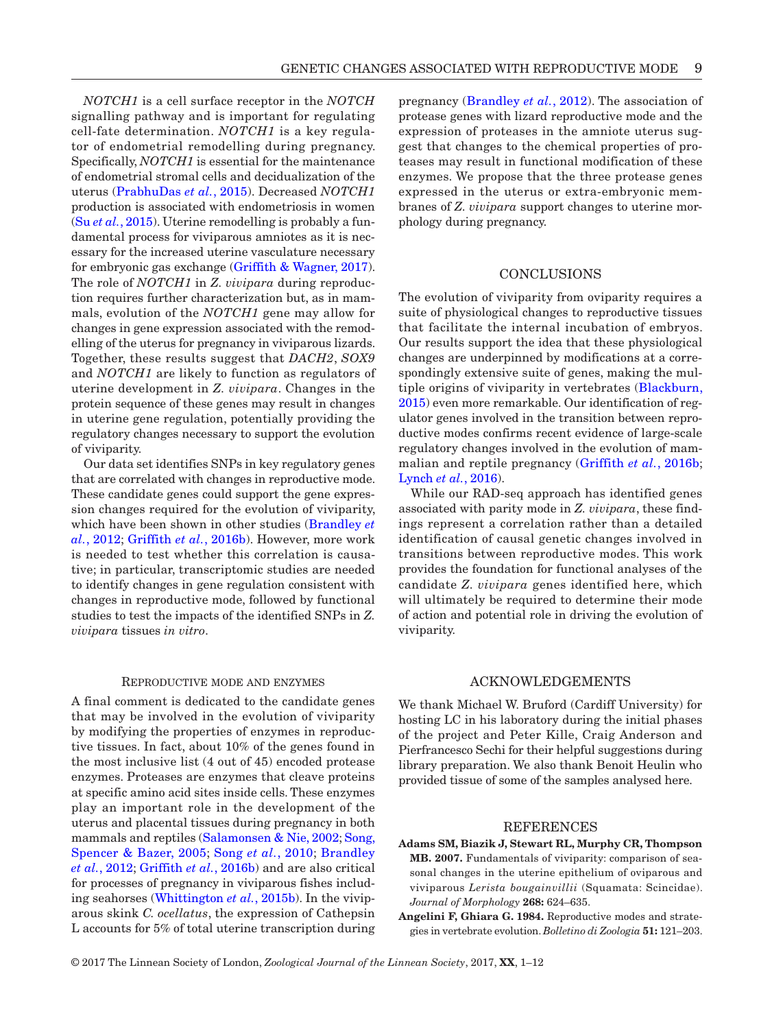*NOTCH1* is a cell surface receptor in the *NOTCH* signalling pathway and is important for regulating cell-fate determination. *NOTCH1* is a key regulator of endometrial remodelling during pregnancy. Specifically, *NOTCH1* is essential for the maintenance of endometrial stromal cells and decidualization of the uterus (PrabhuDas *et al.*, 2015). Decreased *NOTCH1* production is associated with endometriosis in women (Su *et al.*, 2015). Uterine remodelling is probably a fundamental process for viviparous amniotes as it is necessary for the increased uterine vasculature necessary for embryonic gas exchange (Griffith & Wagner, 2017). The role of *NOTCH1* in *Z. vivipara* during reproduction requires further characterization but, as in mammals, evolution of the *NOTCH1* gene may allow for changes in gene expression associated with the remodelling of the uterus for pregnancy in viviparous lizards. Together, these results suggest that *DACH2*, *SOX9* and *NOTCH1* are likely to function as regulators of uterine development in *Z. vivipara*. Changes in the protein sequence of these genes may result in changes in uterine gene regulation, potentially providing the regulatory changes necessary to support the evolution of viviparity.

Our data set identifies SNPs in key regulatory genes that are correlated with changes in reproductive mode. These candidate genes could support the gene expression changes required for the evolution of viviparity, which have been shown in other studies (Brandley *et al.*, 2012; Griffith *et al.*, 2016b). However, more work is needed to test whether this correlation is causative; in particular, transcriptomic studies are needed to identify changes in gene regulation consistent with changes in reproductive mode, followed by functional studies to test the impacts of the identified SNPs in *Z. vivipara* tissues *in vitro*.

### Reproductive mode and enzymes

A final comment is dedicated to the candidate genes that may be involved in the evolution of viviparity by modifying the properties of enzymes in reproductive tissues. In fact, about 10% of the genes found in the most inclusive list (4 out of 45) encoded protease enzymes. Proteases are enzymes that cleave proteins at specific amino acid sites inside cells. These enzymes play an important role in the development of the uterus and placental tissues during pregnancy in both mammals and reptiles (Salamonsen & Nie, 2002; Song, Spencer & Bazer, 2005; Song *et al.*, 2010; Brandley *et al.*, 2012; Griffith *et al.*, 2016b) and are also critical for processes of pregnancy in viviparous fishes including seahorses (Whittington *et al.*, 2015b). In the viviparous skink *C. ocellatus*, the expression of Cathepsin L accounts for 5% of total uterine transcription during pregnancy (Brandley *et al.*, 2012). The association of protease genes with lizard reproductive mode and the expression of proteases in the amniote uterus suggest that changes to the chemical properties of proteases may result in functional modification of these enzymes. We propose that the three protease genes expressed in the uterus or extra-embryonic membranes of *Z. vivipara* support changes to uterine morphology during pregnancy.

## CONCLUSIONS

The evolution of viviparity from oviparity requires a suite of physiological changes to reproductive tissues that facilitate the internal incubation of embryos. Our results support the idea that these physiological changes are underpinned by modifications at a correspondingly extensive suite of genes, making the multiple origins of viviparity in vertebrates (Blackburn, 2015) even more remarkable. Our identification of regulator genes involved in the transition between reproductive modes confirms recent evidence of large-scale regulatory changes involved in the evolution of mammalian and reptile pregnancy (Griffith *et al.*, 2016b; Lynch *et al.*, 2016).

While our RAD-seq approach has identified genes associated with parity mode in *Z. vivipara*, these findings represent a correlation rather than a detailed identification of causal genetic changes involved in transitions between reproductive modes. This work provides the foundation for functional analyses of the candidate *Z. vivipara* genes identified here, which will ultimately be required to determine their mode of action and potential role in driving the evolution of viviparity.

## ACKNOWLEDGEMENTS

We thank Michael W. Bruford (Cardiff University) for hosting LC in his laboratory during the initial phases of the project and Peter Kille, Craig Anderson and Pierfrancesco Sechi for their helpful suggestions during library preparation. We also thank Benoit Heulin who provided tissue of some of the samples analysed here.

## REFERENCES

**Adams SM, Biazik J, Stewart RL, Murphy CR, Thompson MB. 2007.** Fundamentals of viviparity: comparison of seasonal changes in the uterine epithelium of oviparous and viviparous *Lerista bougainvillii* (Squamata: Scincidae). *Journal of Morphology* **268:** 624–635.

**Angelini F, Ghiara G. 1984.** Reproductive modes and strategies in vertebrate evolution. *Bolletino di Zoologia* **51:** 121–203.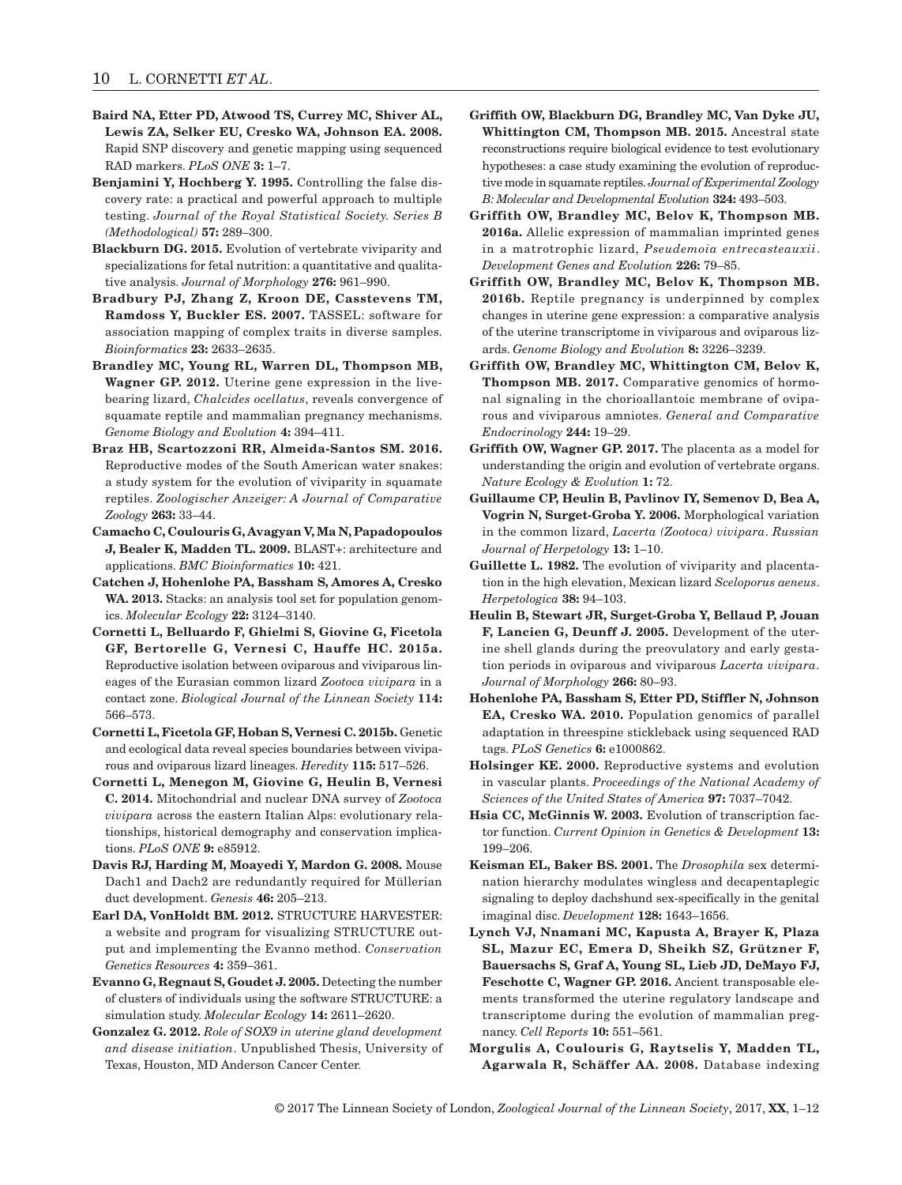**Baird NA, Etter PD, Atwood TS, Currey MC, Shiver AL, Lewis ZA, Selker EU, Cresko WA, Johnson EA. 2008.** Rapid SNP discovery and genetic mapping using sequenced RAD markers. *PLoS ONE* **3:** 1–7.

**Benjamini Y, Hochberg Y. 1995.** Controlling the false discovery rate: a practical and powerful approach to multiple testing. *Journal of the Royal Statistical Society. Series B (Methodological)* **57:** 289–300.

**Blackburn DG. 2015.** Evolution of vertebrate viviparity and specializations for fetal nutrition: a quantitative and qualitative analysis. *Journal of Morphology* **276:** 961–990.

**Bradbury PJ, Zhang Z, Kroon DE, Casstevens TM, Ramdoss Y, Buckler ES. 2007.** TASSEL: software for association mapping of complex traits in diverse samples. *Bioinformatics* **23:** 2633–2635.

**Brandley MC, Young RL, Warren DL, Thompson MB, Wagner GP. 2012.** Uterine gene expression in the live-bearing lizard, *Chalcides ocellatus*, reveals convergence of squamate reptile and mammalian pregnancy mechanisms. *Genome Biology and Evolution* **4:** 394–411.

**Braz HB, Scartozzoni RR, Almeida-Santos SM. 2016.** Reproductive modes of the South American water snakes: a study system for the evolution of viviparity in squamate reptiles. *Zoologischer Anzeiger: A Journal of Comparative Zoology* **263:** 33–44.

**Camacho C, Coulouris G, Avagyan V, Ma N, Papadopoulos J, Bealer K, Madden TL. 2009.** BLAST+: architecture and applications. *BMC Bioinformatics* **10:** 421.

**Catchen J, Hohenlohe PA, Bassham S, Amores A, Cresko WA. 2013.** Stacks: an analysis tool set for population genomics. *Molecular Ecology* **22:** 3124–3140.

**Cornetti L, Belluardo F, Ghielmi S, Giovine G, Ficetola GF, Bertorelle G, Vernesi C, Hauffe HC. 2015a.** Reproductive isolation between oviparous and viviparous lineages of the Eurasian common lizard *Zootoca vivipara* in a contact zone. *Biological Journal of the Linnean Society* **114:** 566–573.

**Cornetti L, Ficetola GF, Hoban S, Vernesi C. 2015b.** Genetic and ecological data reveal species boundaries between viviparous and oviparous lizard lineages. *Heredity* **115:** 517–526.

**Cornetti L, Menegon M, Giovine G, Heulin B, Vernesi C. 2014.** Mitochondrial and nuclear DNA survey of *Zootoca vivipara* across the eastern Italian Alps: evolutionary relationships, historical demography and conservation implications. *PLoS ONE* **9:** e85912.

**Davis RJ, Harding M, Moayedi Y, Mardon G. 2008.** Mouse Dach1 and Dach2 are redundantly required for Müllerian duct development. *Genesis* **46:** 205–213.

**Earl DA, VonHoldt BM. 2012.** STRUCTURE HARVESTER: a website and program for visualizing STRUCTURE output and implementing the Evanno method. *Conservation Genetics Resources* **4:** 359–361.

**Evanno G, Regnaut S, Goudet J. 2005.** Detecting the number of clusters of individuals using the software STRUCTURE: a simulation study. *Molecular Ecology* **14:** 2611–2620.

**Gonzalez G. 2012.** *Role of SOX9 in uterine gland development and disease initiation*. Unpublished Thesis, University of Texas, Houston, MD Anderson Cancer Center.

**Griffith OW, Blackburn DG, Brandley MC, Van Dyke JU, Whittington CM, Thompson MB. 2015.** Ancestral state reconstructions require biological evidence to test evolutionary hypotheses: a case study examining the evolution of reproductive mode in squamate reptiles. *Journal of Experimental Zoology B: Molecular and Developmental Evolution* **324:** 493–503.

**Griffith OW, Brandley MC, Belov K, Thompson MB. 2016a.** Allelic expression of mammalian imprinted genes in a matrotrophic lizard, *Pseudemoia entrecasteauxii*. *Development Genes and Evolution* **226:** 79–85.

**Griffith OW, Brandley MC, Belov K, Thompson MB. 2016b.** Reptile pregnancy is underpinned by complex changes in uterine gene expression: a comparative analysis of the uterine transcriptome in viviparous and oviparous lizards. *Genome Biology and Evolution* **8:** 3226–3239.

**Griffith OW, Brandley MC, Whittington CM, Belov K, Thompson MB. 2017.** Comparative genomics of hormonal signaling in the chorioallantoic membrane of oviparous and viviparous amniotes. *General and Comparative Endocrinology* **244:** 19–29.

**Griffith OW, Wagner GP. 2017.** The placenta as a model for understanding the origin and evolution of vertebrate organs. *Nature Ecology & Evolution* **1:** 72.

**Guillaume CP, Heulin B, Pavlinov IY, Semenov D, Bea A, Vogrin N, Surget-Groba Y. 2006.** Morphological variation in the common lizard, *Lacerta (Zootoca) vivipara*. *Russian Journal of Herpetology* **13:** 1–10.

**Guillette L. 1982.** The evolution of viviparity and placentation in the high elevation, Mexican lizard *Sceloporus aeneus*. *Herpetologica* **38:** 94–103.

**Heulin B, Stewart JR, Surget-Groba Y, Bellaud P, Jouan F, Lancien G, Deunff J. 2005.** Development of the uterine shell glands during the preovulatory and early gestation periods in oviparous and viviparous *Lacerta vivipara*. *Journal of Morphology* **266:** 80–93.

**Hohenlohe PA, Bassham S, Etter PD, Stiffler N, Johnson EA, Cresko WA. 2010.** Population genomics of parallel adaptation in threespine stickleback using sequenced RAD tags. *PLoS Genetics* **6:** e1000862.

**Holsinger KE. 2000.** Reproductive systems and evolution in vascular plants. *Proceedings of the National Academy of Sciences of the United States of America* **97:** 7037–7042.

**Hsia CC, McGinnis W. 2003.** Evolution of transcription factor function. *Current Opinion in Genetics & Development* **13:** 199–206.

**Keisman EL, Baker BS. 2001.** The *Drosophila* sex determination hierarchy modulates wingless and decapentaplegic signaling to deploy dachshund sex-specifically in the genital imaginal disc. *Development* **128:** 1643–1656.

**Lynch VJ, Nnamani MC, Kapusta A, Brayer K, Plaza SL, Mazur EC, Emera D, Sheikh SZ, Grützner F, Bauersachs S, Graf A, Young SL, Lieb JD, DeMayo FJ, Feschotte C, Wagner GP. 2016.** Ancient transposable elements transformed the uterine regulatory landscape and transcriptome during the evolution of mammalian pregnancy. *Cell Reports* **10:** 551–561.

**Morgulis A, Coulouris G, Raytselis Y, Madden TL, Agarwala R, Schäffer AA. 2008.** Database indexing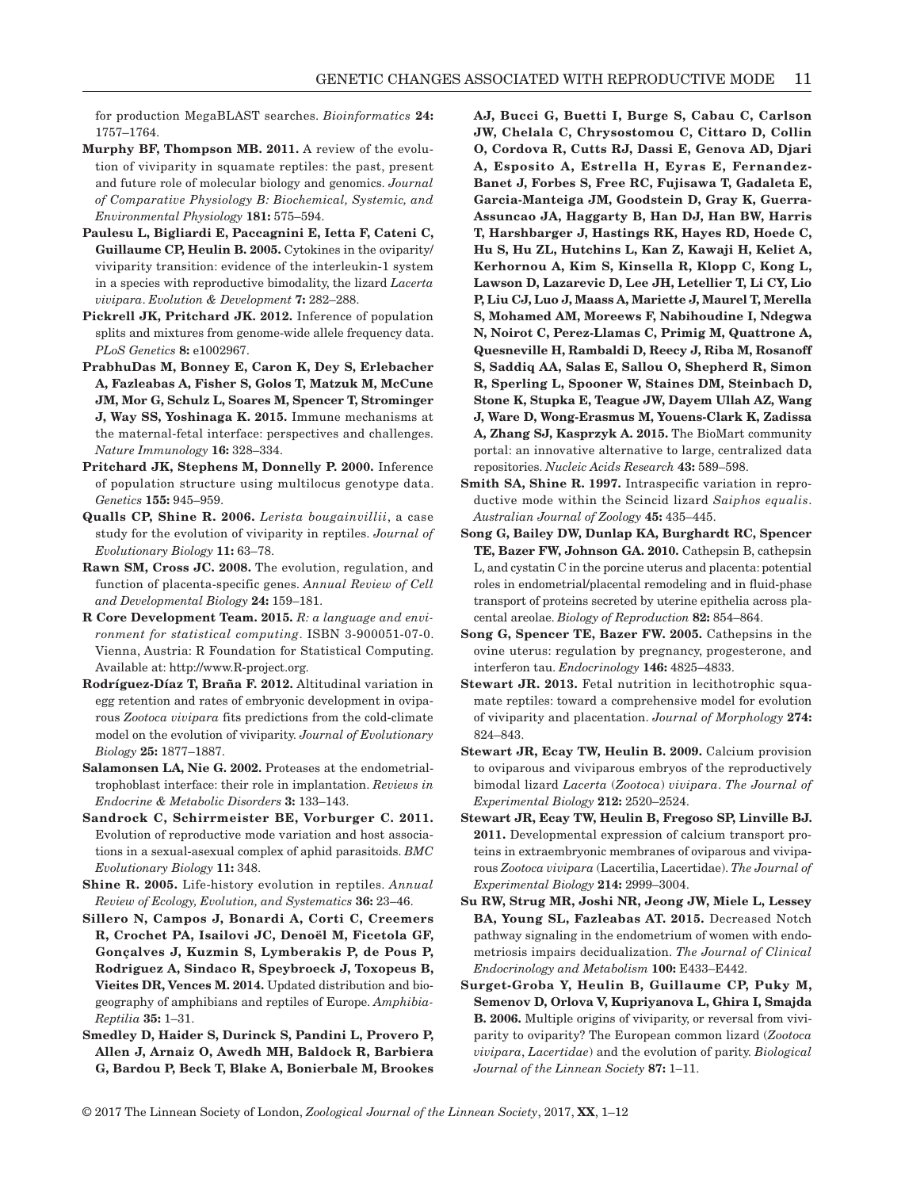for production MegaBLAST searches. *Bioinformatics* **24:** 1757–1764.

**Murphy BF, Thompson MB. 2011.** A review of the evolution of viviparity in squamate reptiles: the past, present and future role of molecular biology and genomics. *Journal of Comparative Physiology B: Biochemical, Systemic, and Environmental Physiology* **181:** 575–594.

**Paulesu L, Bigliardi E, Paccagnini E, Ietta F, Cateni C, Guillaume CP, Heulin B. 2005.** Cytokines in the oviparity/viviparity transition: evidence of the interleukin-1 system in a species with reproductive bimodality, the lizard *Lacerta vivipara*. *Evolution & Development* **7:** 282–288.

**Pickrell JK, Pritchard JK. 2012.** Inference of population splits and mixtures from genome-wide allele frequency data. *PLoS Genetics* **8:** e1002967.

**PrabhuDas M, Bonney E, Caron K, Dey S, Erlebacher A, Fazleabas A, Fisher S, Golos T, Matzuk M, McCune JM, Mor G, Schulz L, Soares M, Spencer T, Strominger J, Way SS, Yoshinaga K. 2015.** Immune mechanisms at the maternal-fetal interface: perspectives and challenges. *Nature Immunology* **16:** 328–334.

**Pritchard JK, Stephens M, Donnelly P. 2000.** Inference of population structure using multilocus genotype data. *Genetics* **155:** 945–959.

**Qualls CP, Shine R. 2006.** *Lerista bougainvillii*, a case study for the evolution of viviparity in reptiles. *Journal of Evolutionary Biology* **11:** 63–78.

**Rawn SM, Cross JC. 2008.** The evolution, regulation, and function of placenta-specific genes. *Annual Review of Cell and Developmental Biology* **24:** 159–181.

**R Core Development Team. 2015.** *R: a language and environment for statistical computing*. ISBN 3-900051-07-0. Vienna, Austria: R Foundation for Statistical Computing. Available at: http://www.R-project.org.

**Rodríguez-Díaz T, Braña F. 2012.** Altitudinal variation in egg retention and rates of embryonic development in oviparous *Zootoca vivipara* fits predictions from the cold-climate model on the evolution of viviparity. *Journal of Evolutionary Biology* **25:** 1877–1887.

**Salamonsen LA, Nie G. 2002.** Proteases at the endometrial-trophoblast interface: their role in implantation. *Reviews in Endocrine & Metabolic Disorders* **3:** 133–143.

**Sandrock C, Schirrmeister BE, Vorburger C. 2011.** Evolution of reproductive mode variation and host associations in a sexual-asexual complex of aphid parasitoids. *BMC Evolutionary Biology* **11:** 348.

**Shine R. 2005.** Life-history evolution in reptiles. *Annual Review of Ecology, Evolution, and Systematics* **36:** 23–46.

**Sillero N, Campos J, Bonardi A, Corti C, Creemers R, Crochet PA, Isailovi JC, Denoël M, Ficetola GF, Gonçalves J, Kuzmin S, Lymberakis P, de Pous P, Rodriguez A, Sindaco R, Speybroeck J, Toxopeus B, Vieites DR, Vences M. 2014.** Updated distribution and biogeography of amphibians and reptiles of Europe. *Amphibia-Reptilia* **35:** 1–31.

**Smedley D, Haider S, Durinck S, Pandini L, Provero P, Allen J, Arnaiz O, Awedh MH, Baldock R, Barbiera G, Bardou P, Beck T, Blake A, Bonierbale M, Brookes AJ, Bucci G, Buetti I, Burge S, Cabau C, Carlson JW, Chelala C, Chrysostomou C, Cittaro D, Collin O, Cordova R, Cutts RJ, Dassi E, Genova AD, Djari A, Esposito A, Estrella H, Eyras E, Fernandez-Banet J, Forbes S, Free RC, Fujisawa T, Gadaleta E, Garcia-Manteiga JM, Goodstein D, Gray K, Guerra-Assuncao JA, Haggarty B, Han DJ, Han BW, Harris T, Harshbarger J, Hastings RK, Hayes RD, Hoede C, Hu S, Hu ZL, Hutchins L, Kan Z, Kawaji H, Keliet A, Kerhornou A, Kim S, Kinsella R, Klopp C, Kong L, Lawson D, Lazarevic D, Lee JH, Letellier T, Li CY, Lio P, Liu CJ, Luo J, Maass A, Mariette J, Maurel T, Merella S, Mohamed AM, Moreews F, Nabihoudine I, Ndegwa N, Noirot C, Perez-Llamas C, Primig M, Quattrone A, Quesneville H, Rambaldi D, Reecy J, Riba M, Rosanoff S, Saddiq AA, Salas E, Sallou O, Shepherd R, Simon R, Sperling L, Spooner W, Staines DM, Steinbach D, Stone K, Stupka E, Teague JW, Dayem Ullah AZ, Wang J, Ware D, Wong-Erasmus M, Youens-Clark K, Zadissa A, Zhang SJ, Kasprzyk A. 2015.** The BioMart community portal: an innovative alternative to large, centralized data repositories. *Nucleic Acids Research* **43:** 589–598.

**Smith SA, Shine R. 1997.** Intraspecific variation in reproductive mode within the Scincid lizard *Saiphos equalis*. *Australian Journal of Zoology* **45:** 435–445.

**Song G, Bailey DW, Dunlap KA, Burghardt RC, Spencer TE, Bazer FW, Johnson GA. 2010.** Cathepsin B, cathepsin L, and cystatin C in the porcine uterus and placenta: potential roles in endometrial/placental remodeling and in fluid-phase transport of proteins secreted by uterine epithelia across placental areolae. *Biology of Reproduction* **82:** 854–864.

**Song G, Spencer TE, Bazer FW. 2005.** Cathepsins in the ovine uterus: regulation by pregnancy, progesterone, and interferon tau. *Endocrinology* **146:** 4825–4833.

**Stewart JR. 2013.** Fetal nutrition in lecithotrophic squamate reptiles: toward a comprehensive model for evolution of viviparity and placentation. *Journal of Morphology* **274:** 824–843.

**Stewart JR, Ecay TW, Heulin B. 2009.** Calcium provision to oviparous and viviparous embryos of the reproductively bimodal lizard *Lacerta* (*Zootoca*) *vivipara*. *The Journal of Experimental Biology* **212:** 2520–2524.

**Stewart JR, Ecay TW, Heulin B, Fregoso SP, Linville BJ. 2011.** Developmental expression of calcium transport proteins in extraembryonic membranes of oviparous and viviparous *Zootoca vivipara* (Lacertilia, Lacertidae). *The Journal of Experimental Biology* **214:** 2999–3004.

**Su RW, Strug MR, Joshi NR, Jeong JW, Miele L, Lessey BA, Young SL, Fazleabas AT. 2015.** Decreased Notch pathway signaling in the endometrium of women with endometriosis impairs decidualization. *The Journal of Clinical Endocrinology and Metabolism* **100:** E433–E442.

**Surget-Groba Y, Heulin B, Guillaume CP, Puky M, Semenov D, Orlova V, Kupriyanova L, Ghira I, Smajda B. 2006.** Multiple origins of viviparity, or reversal from viviparity to oviparity? The European common lizard (*Zootoca vivipara*, *Lacertidae*) and the evolution of parity. *Biological Journal of the Linnean Society* **87:** 1–11.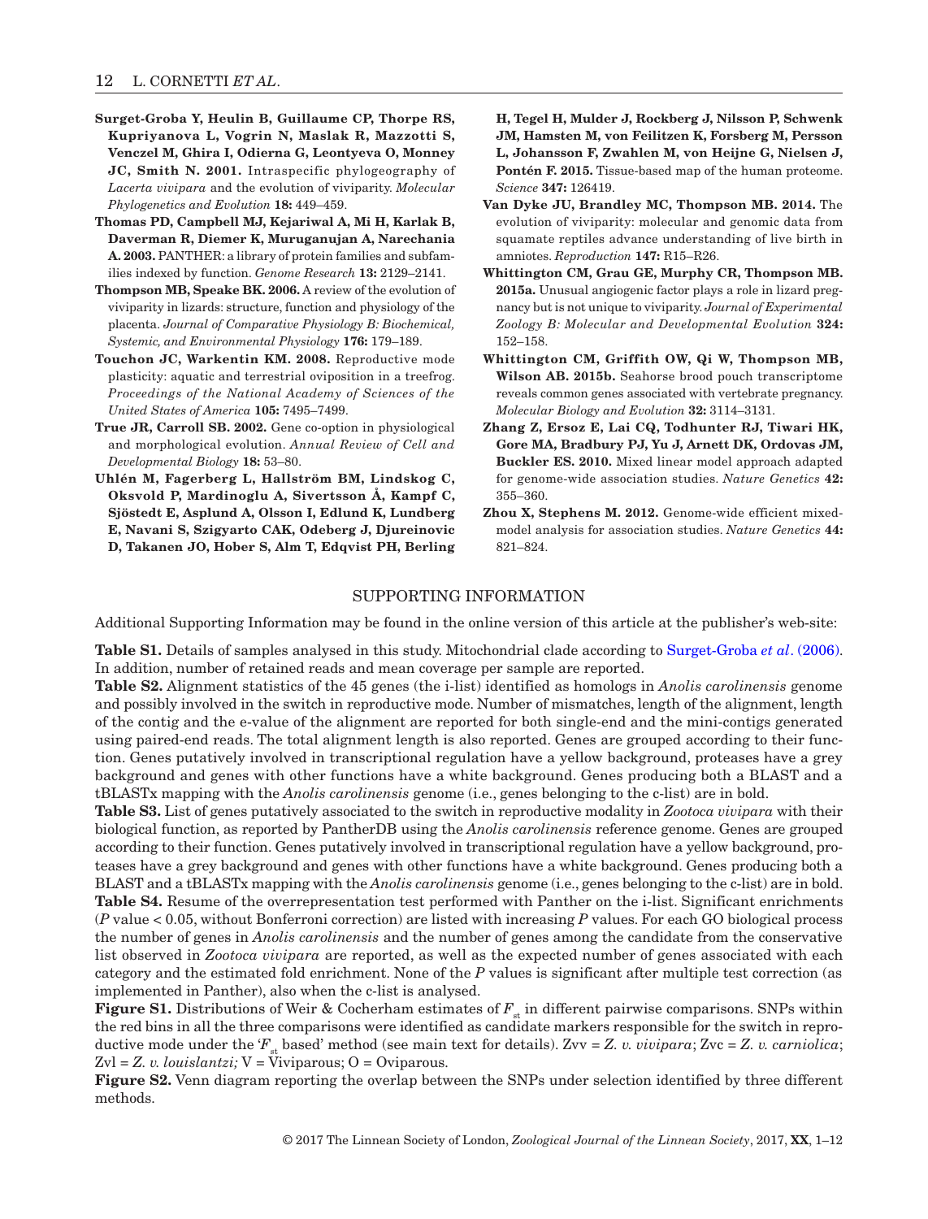**Surget-Groba Y, Heulin B, Guillaume CP, Thorpe RS, Kupriyanova L, Vogrin N, Maslak R, Mazzotti S, Venczel M, Ghira I, Odierna G, Leontyeva O, Monney JC, Smith N. 2001.** Intraspecific phylogeography of *Lacerta vivipara* and the evolution of viviparity. *Molecular Phylogenetics and Evolution* **18:** 449–459.

**Thomas PD, Campbell MJ, Kejariwal A, Mi H, Karlak B, Daverman R, Diemer K, Muruganujan A, Narechania A. 2003.** PANTHER: a library of protein families and subfamilies indexed by function. *Genome Research* **13:** 2129–2141.

**Thompson MB, Speake BK. 2006.** A review of the evolution of viviparity in lizards: structure, function and physiology of the placenta. *Journal of Comparative Physiology B: Biochemical, Systemic, and Environmental Physiology* **176:** 179–189.

**Touchon JC, Warkentin KM. 2008.** Reproductive mode plasticity: aquatic and terrestrial oviposition in a treefrog. *Proceedings of the National Academy of Sciences of the United States of America* **105:** 7495–7499.

**True JR, Carroll SB. 2002.** Gene co-option in physiological and morphological evolution. *Annual Review of Cell and Developmental Biology* **18:** 53–80.

**Uhlén M, Fagerberg L, Hallström BM, Lindskog C, Oksvold P, Mardinoglu A, Sivertsson Å, Kampf C, Sjöstedt E, Asplund A, Olsson I, Edlund K, Lundberg E, Navani S, Szigyarto CAK, Odeberg J, Djureinovic D, Takanen JO, Hober S, Alm T, Edqvist PH, Berling H, Tegel H, Mulder J, Rockberg J, Nilsson P, Schwenk JM, Hamsten M, von Feilitzen K, Forsberg M, Persson L, Johansson F, Zwahlen M, von Heijne G, Nielsen J, Pontén F. 2015.** Tissue-based map of the human proteome. *Science* **347:** 126419.

**Van Dyke JU, Brandley MC, Thompson MB. 2014.** The evolution of viviparity: molecular and genomic data from squamate reptiles advance understanding of live birth in amniotes. *Reproduction* **147:** R15–R26.

**Whittington CM, Grau GE, Murphy CR, Thompson MB. 2015a.** Unusual angiogenic factor plays a role in lizard pregnancy but is not unique to viviparity. *Journal of Experimental Zoology B: Molecular and Developmental Evolution* **324:** 152–158.

**Whittington CM, Griffith OW, Qi W, Thompson MB, Wilson AB. 2015b.** Seahorse brood pouch transcriptome reveals common genes associated with vertebrate pregnancy. *Molecular Biology and Evolution* **32:** 3114–3131.

**Zhang Z, Ersoz E, Lai CQ, Todhunter RJ, Tiwari HK, Gore MA, Bradbury PJ, Yu J, Arnett DK, Ordovas JM, Buckler ES. 2010.** Mixed linear model approach adapted for genome-wide association studies. *Nature Genetics* **42:** 355–360.

**Zhou X, Stephens M. 2012.** Genome-wide efficient mixed-model analysis for association studies. *Nature Genetics* **44:** 821–824.

## SUPPORTING INFORMATION

Additional Supporting Information may be found in the online version of this article at the publisher's web-site:

**Table S1.** Details of samples analysed in this study. Mitochondrial clade according to Surget-Groba *et al*. (2006). In addition, number of retained reads and mean coverage per sample are reported.

**Table S2.** Alignment statistics of the 45 genes (the i-list) identified as homologs in *Anolis carolinensis* genome and possibly involved in the switch in reproductive mode. Number of mismatches, length of the alignment, length of the contig and the e-value of the alignment are reported for both single-end and the mini-contigs generated using paired-end reads. The total alignment length is also reported. Genes are grouped according to their function. Genes putatively involved in transcriptional regulation have a yellow background, proteases have a grey background and genes with other functions have a white background. Genes producing both a BLAST and a tBLASTx mapping with the *Anolis carolinensis* genome (i.e., genes belonging to the c-list) are in bold.

**Table S3.** List of genes putatively associated to the switch in reproductive modality in *Zootoca vivipara* with their biological function, as reported by PantherDB using the *Anolis carolinensis* reference genome. Genes are grouped according to their function. Genes putatively involved in transcriptional regulation have a yellow background, proteases have a grey background and genes with other functions have a white background. Genes producing both a BLAST and a tBLASTx mapping with the *Anolis carolinensis* genome (i.e., genes belonging to the c-list) are in bold.

**Table S4.** Resume of the overrepresentation test performed with Panther on the i-list. Significant enrichments ($P$ value < 0.05, without Bonferroni correction) are listed with increasing $P$ values. For each GO biological process the number of genes in *Anolis carolinensis* and the number of genes among the candidate from the conservative list observed in *Zootoca vivipara* are reported, as well as the expected number of genes associated with each category and the estimated fold enrichment. None of the $P$ values is significant after multiple test correction (as implemented in Panther), also when the c-list is analysed.

**Figure S1.** Distributions of Weir & Cocherham estimates of $F_{st}$ in different pairwise comparisons. SNPs within the red bins in all the three comparisons were identified as candidate markers responsible for the switch in reproductive mode under the '$F_{st}$ based' method (see main text for details). Zvv = *Z. v. vivipara*; Zvc = *Z. v. carniolica*; Zvl = *Z. v. louislantzi;* V = Viviparous; O = Oviparous.

**Figure S2.** Venn diagram reporting the overlap between the SNPs under selection identified by three different methods.